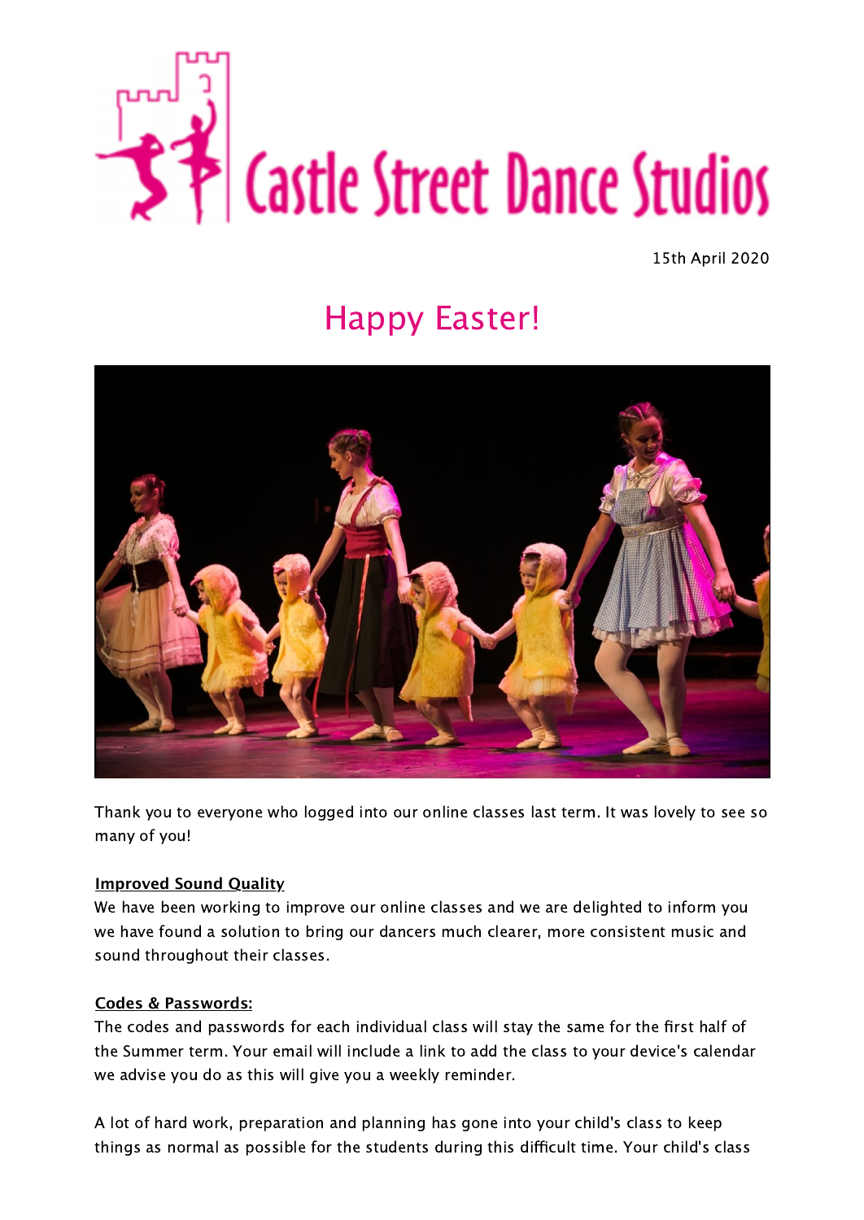# Castle Street Dance Studios

15th April 2020

## Happy Easter!

Thank you to everyone who logged into our online classes last term. It was lovely to see so many of you!

**Improved Sound Quality**

We have been working to improve our online classes and we are delighted to inform you we have found a solution to bring our dancers much clearer, more consistent music and sound throughout their classes.

**Codes & Passwords:**

The codes and passwords for each individual class will stay the same for the first half of the Summer term. Your email will include a link to add the class to your device's calendar we advise you do as this will give you a weekly reminder.

A lot of hard work, preparation and planning has gone into your child's class to keep things as normal as possible for the students during this difficult time. Your child's class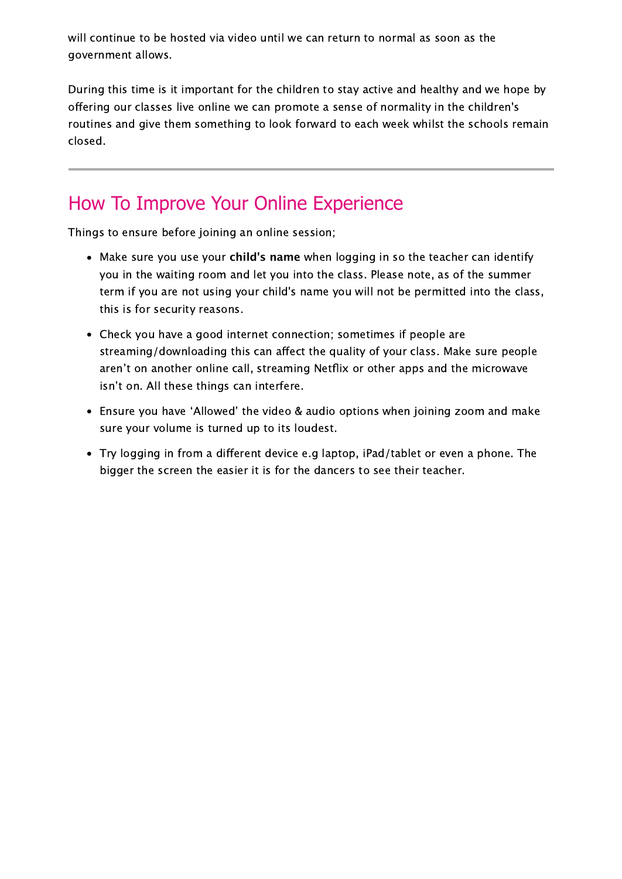will continue to be hosted via video until we can return to normal as soon as the government allows.

During this time is it important for the children to stay active and healthy and we hope by offering our classes live online we can promote a sense of normality in the children's routines and give them something to look forward to each week whilst the schools remain closed.

---

## How To Improve Your Online Experience

Things to ensure before joining an online session;

- Make sure you use your **child's name** when logging in so the teacher can identify you in the waiting room and let you into the class. Please note, as of the summer term if you are not using your child's name you will not be permitted into the class, this is for security reasons.
- Check you have a good internet connection; sometimes if people are streaming/downloading this can affect the quality of your class. Make sure people aren't on another online call, streaming Netflix or other apps and the microwave isn't on. All these things can interfere.
- Ensure you have 'Allowed' the video & audio options when joining zoom and make sure your volume is turned up to its loudest.
- Try logging in from a different device e.g laptop, iPad/tablet or even a phone. The bigger the screen the easier it is for the dancers to see their teacher.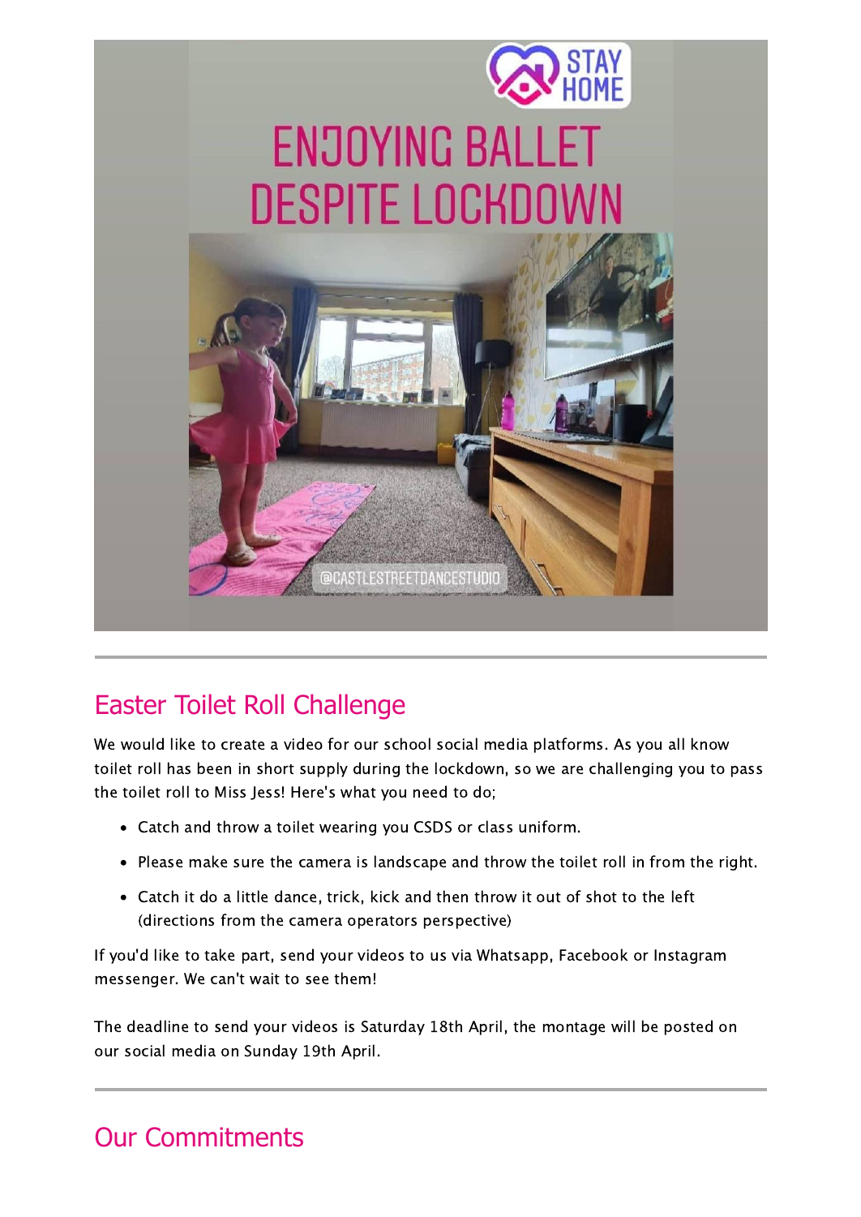## Easter Toilet Roll Challenge

We would like to create a video for our school social media platforms. As you all know toilet roll has been in short supply during the lockdown, so we are challenging you to pass the toilet roll to Miss Jess! Here's what you need to do;

- Catch and throw a toilet wearing you CSDS or class uniform.
- Please make sure the camera is landscape and throw the toilet roll in from the right.
- Catch it do a little dance, trick, kick and then throw it out of shot to the left (directions from the camera operators perspective)

If you'd like to take part, send your videos to us via Whatsapp, Facebook or Instagram messenger. We can't wait to see them!

The deadline to send your videos is Saturday 18th April, the montage will be posted on our social media on Sunday 19th April.

## Our Commitments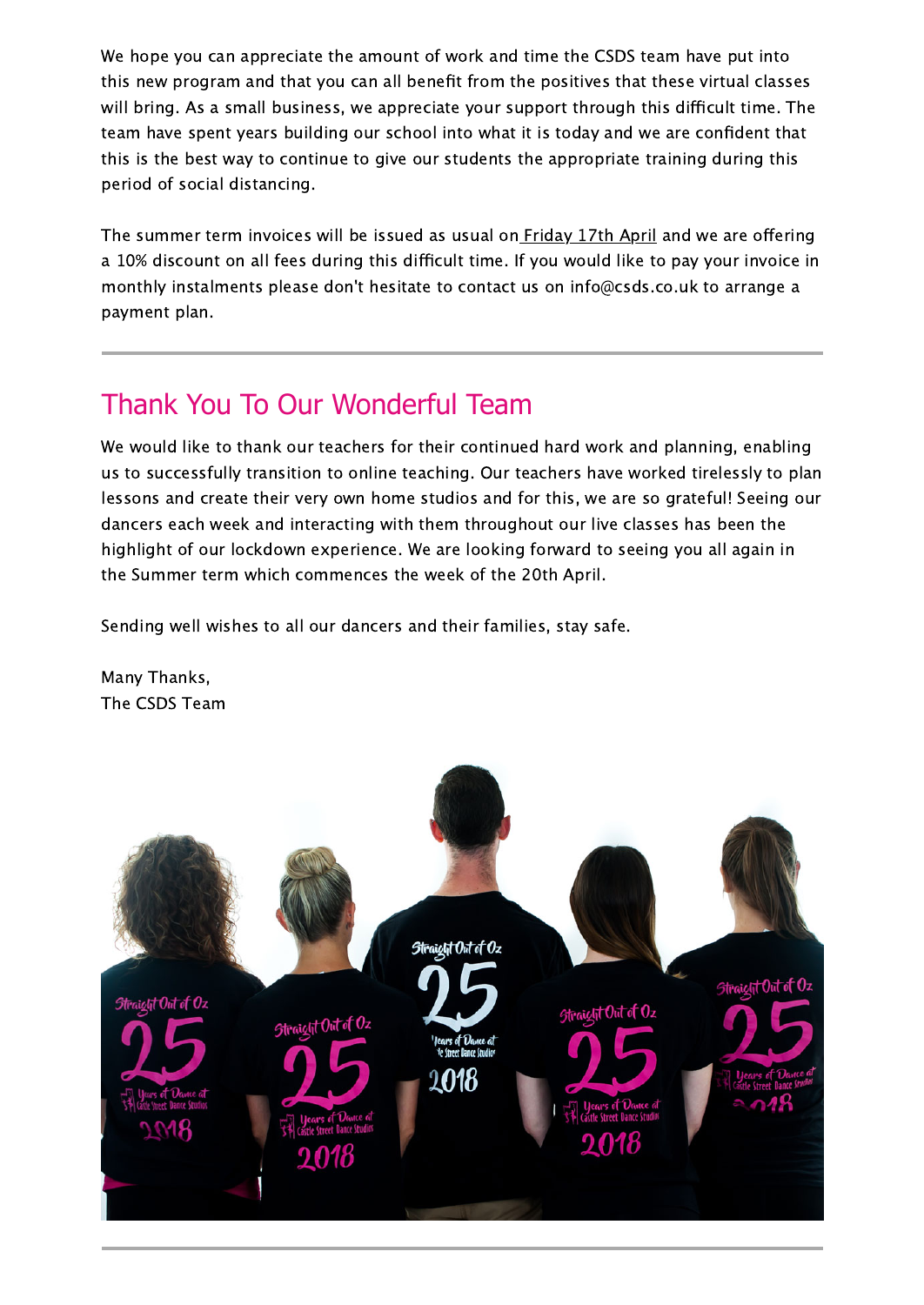We hope you can appreciate the amount of work and time the CSDS team have put into this new program and that you can all benefit from the positives that these virtual classes will bring. As a small business, we appreciate your support through this difficult time. The team have spent years building our school into what it is today and we are confident that this is the best way to continue to give our students the appropriate training during this period of social distancing.

The summer term invoices will be issued as usual on Friday 17th April and we are offering a 10% discount on all fees during this difficult time. If you would like to pay your invoice in monthly instalments please don't hesitate to contact us on info@csds.co.uk to arrange a payment plan.

---

## Thank You To Our Wonderful Team

We would like to thank our teachers for their continued hard work and planning, enabling us to successfully transition to online teaching. Our teachers have worked tirelessly to plan lessons and create their very own home studios and for this, we are so grateful! Seeing our dancers each week and interacting with them throughout our live classes has been the highlight of our lockdown experience. We are looking forward to seeing you all again in the Summer term which commences the week of the 20th April.

Sending well wishes to all our dancers and their families, stay safe.

Many Thanks,
The CSDS Team

---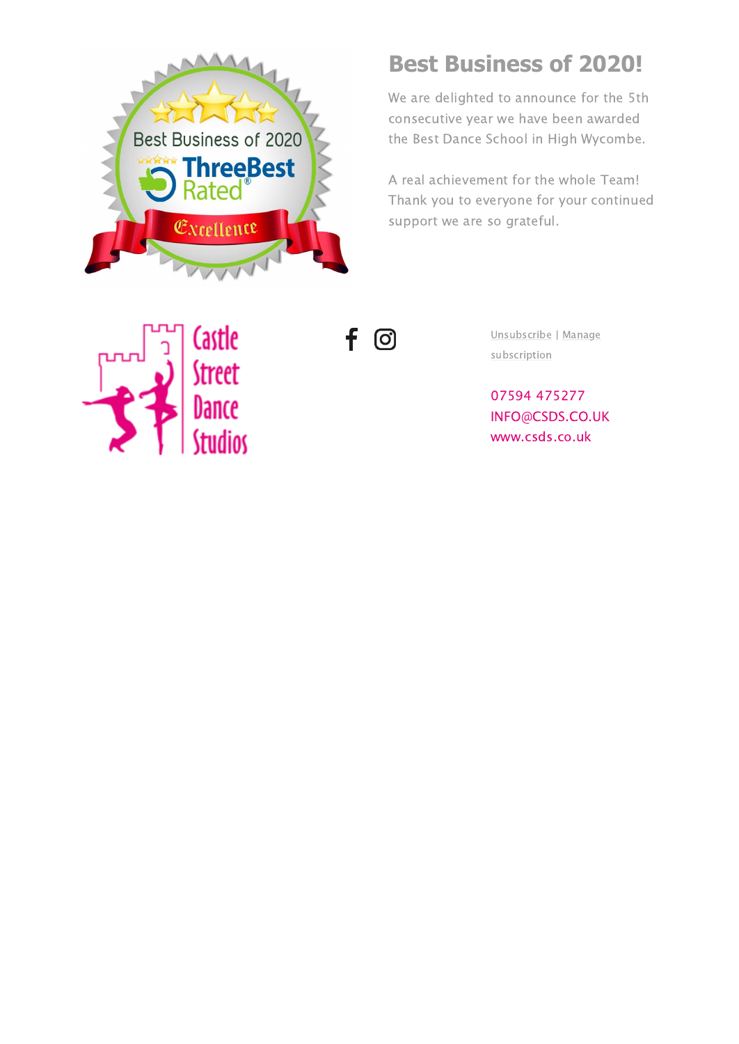## Best Business of 2020!

We are delighted to announce for the 5th consecutive year we have been awarded the Best Dance School in High Wycombe.

A real achievement for the whole Team! Thank you to everyone for your continued support we are so grateful.

Unsubscribe | Manage subscription

07594 475277
INFO@CSDS.CO.UK
www.csds.co.uk